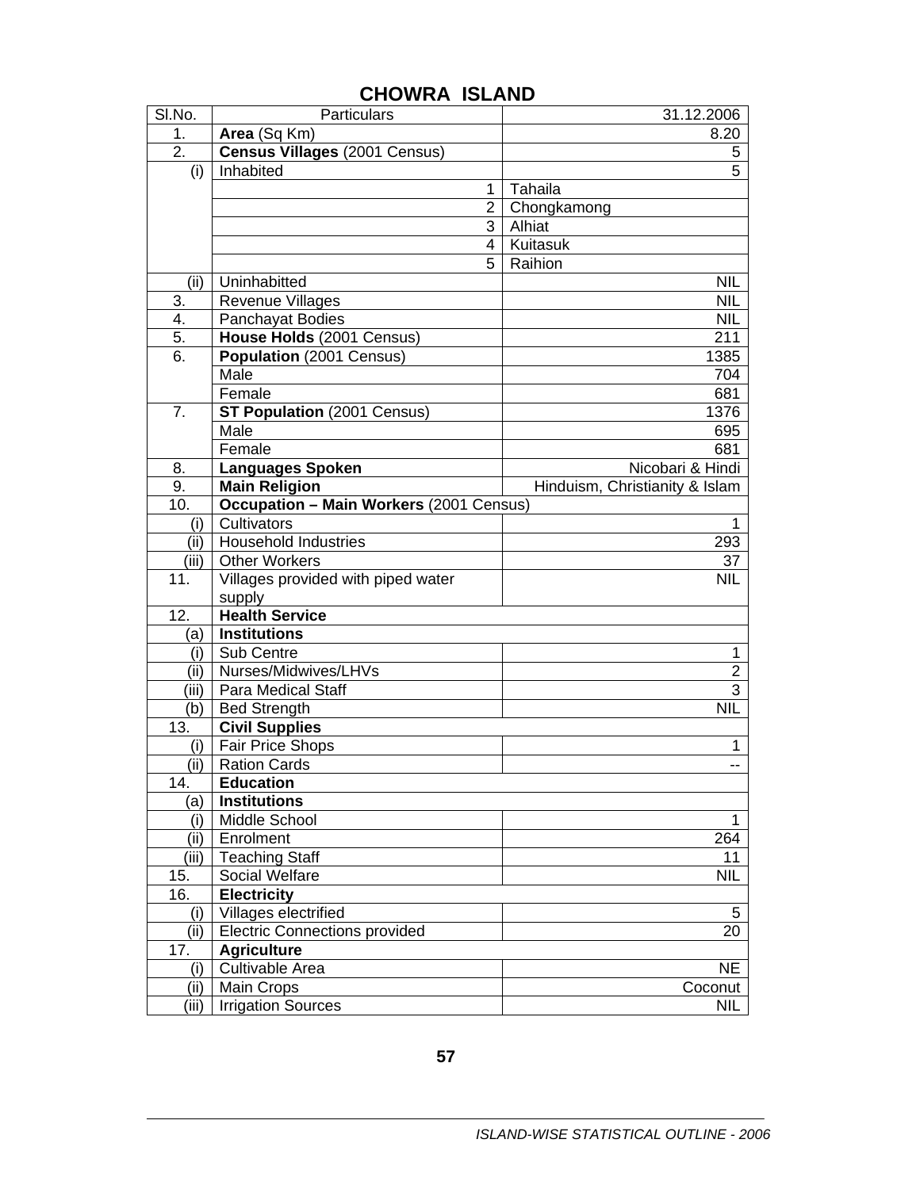# CHOWRA ISLAND

| Sl.No. | Particulars | 31.12.2006 |
|---|---|---|
| 1. | **Area** (Sq Km) | 8.20 |
| 2. | **Census Villages** (2001 Census) | 5 |
| (i) | Inhabited | 5 |
| | 1 | Tahaila |
| | 2 | Chongkamong |
| | 3 | Alhiat |
| | 4 | Kuitasuk |
| | 5 | Raihion |
| (ii) | Uninhabitted | NIL |
| 3. | Revenue Villages | NIL |
| 4. | Panchayat Bodies | NIL |
| 5. | **House Holds** (2001 Census) | 211 |
| 6. | **Population** (2001 Census) | 1385 |
| | Male | 704 |
| | Female | 681 |
| 7. | **ST Population** (2001 Census) | 1376 |
| | Male | 695 |
| | Female | 681 |
| 8. | **Languages Spoken** | Nicobari & Hindi |
| 9. | **Main Religion** | Hinduism, Christianity & Islam |
| 10. | **Occupation – Main Workers** (2001 Census) | |
| (i) | Cultivators | 1 |
| (ii) | Household Industries | 293 |
| (iii) | Other Workers | 37 |
| 11. | Villages provided with piped water supply | NIL |
| 12. | **Health Service** | |
| (a) | **Institutions** | |
| (i) | Sub Centre | 1 |
| (ii) | Nurses/Midwives/LHVs | 2 |
| (iii) | Para Medical Staff | 3 |
| (b) | Bed Strength | NIL |
| 13. | **Civil Supplies** | |
| (i) | Fair Price Shops | 1 |
| (ii) | Ration Cards | -- |
| 14. | **Education** | |
| (a) | **Institutions** | |
| (i) | Middle School | 1 |
| (ii) | Enrolment | 264 |
| (iii) | Teaching Staff | 11 |
| 15. | Social Welfare | NIL |
| 16. | **Electricity** | |
| (i) | Villages electrified | 5 |
| (ii) | Electric Connections provided | 20 |
| 17. | **Agriculture** | |
| (i) | Cultivable Area | NE |
| (ii) | Main Crops | Coconut |
| (iii) | Irrigation Sources | NIL |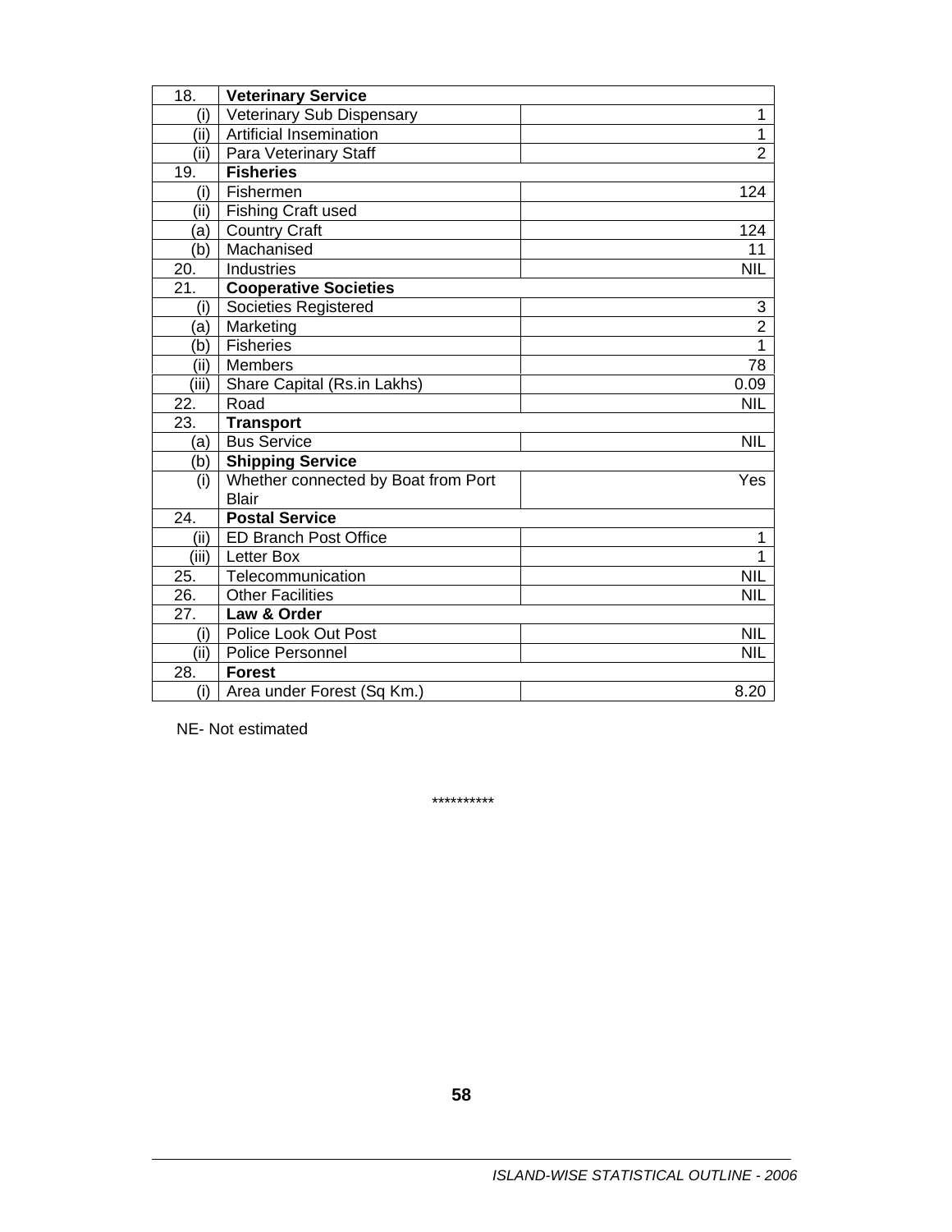| | | |
|---|---|---|
| 18. | **Veterinary Service** | |
| (i) | Veterinary Sub Dispensary | 1 |
| (ii) | Artificial Insemination | 1 |
| (ii) | Para Veterinary Staff | 2 |
| 19. | **Fisheries** | |
| (i) | Fishermen | 124 |
| (ii) | Fishing Craft used | |
| (a) | Country Craft | 124 |
| (b) | Machanised | 11 |
| 20. | Industries | NIL |
| 21. | **Cooperative Societies** | |
| (i) | Societies Registered | 3 |
| (a) | Marketing | 2 |
| (b) | Fisheries | 1 |
| (ii) | Members | 78 |
| (iii) | Share Capital (Rs.in Lakhs) | 0.09 |
| 22. | Road | NIL |
| 23. | **Transport** | |
| (a) | Bus Service | NIL |
| (b) | **Shipping Service** | |
| (i) | Whether connected by Boat from Port Blair | Yes |
| 24. | **Postal Service** | |
| (ii) | ED Branch Post Office | 1 |
| (iii) | Letter Box | 1 |
| 25. | Telecommunication | NIL |
| 26. | Other Facilities | NIL |
| 27. | **Law & Order** | |
| (i) | Police Look Out Post | NIL |
| (ii) | Police Personnel | NIL |
| 28. | **Forest** | |
| (i) | Area under Forest (Sq Km.) | 8.20 |

NE- Not estimated

**********